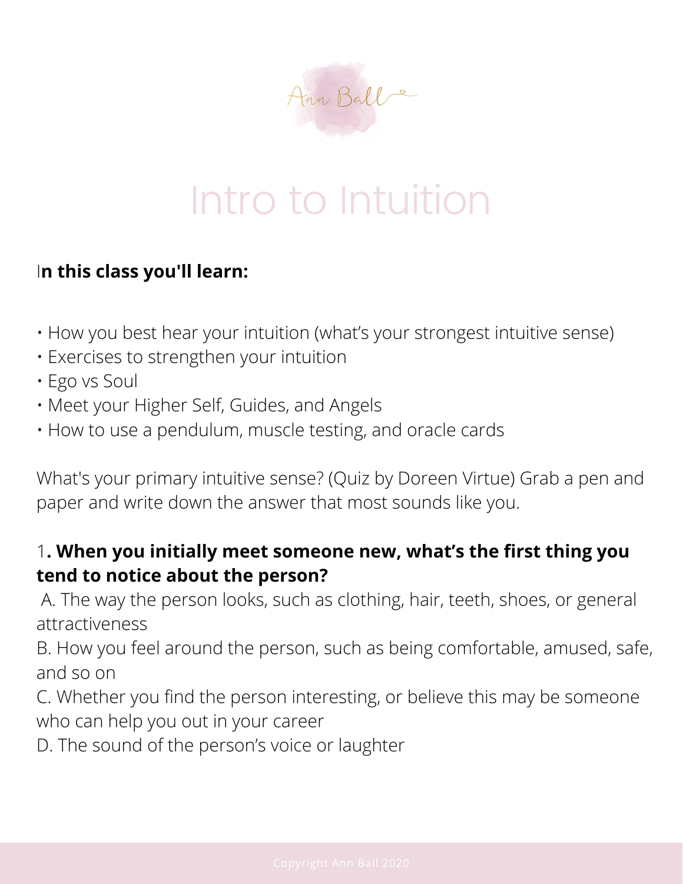Ann Ball

# Intro to Intuition

**In this class you'll learn:**

- How you best hear your intuition (what's your strongest intuitive sense)
- Exercises to strengthen your intuition
- Ego vs Soul
- Meet your Higher Self, Guides, and Angels
- How to use a pendulum, muscle testing, and oracle cards

What's your primary intuitive sense? (Quiz by Doreen Virtue) Grab a pen and paper and write down the answer that most sounds like you.

**1. When you initially meet someone new, what's the first thing you tend to notice about the person?**

A. The way the person looks, such as clothing, hair, teeth, shoes, or general attractiveness  
B. How you feel around the person, such as being comfortable, amused, safe, and so on  
C. Whether you find the person interesting, or believe this may be someone who can help you out in your career  
D. The sound of the person's voice or laughter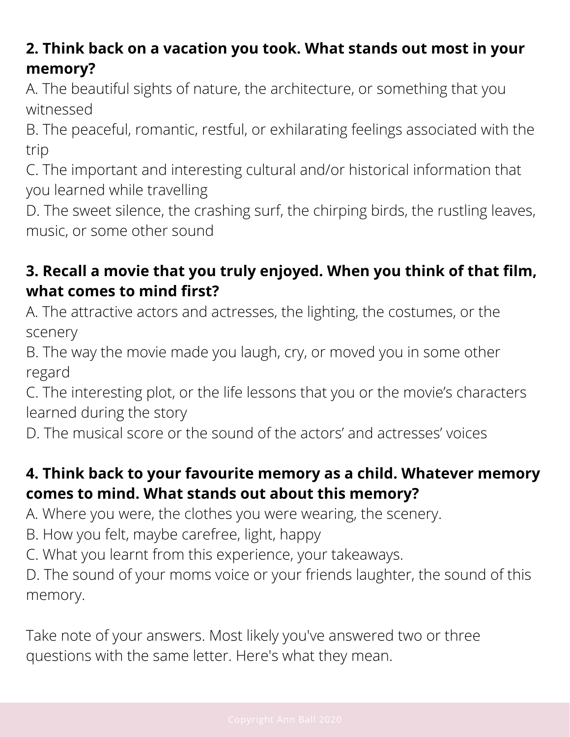**2. Think back on a vacation you took. What stands out most in your memory?**

A. The beautiful sights of nature, the architecture, or something that you witnessed

B. The peaceful, romantic, restful, or exhilarating feelings associated with the trip

C. The important and interesting cultural and/or historical information that you learned while travelling

D. The sweet silence, the crashing surf, the chirping birds, the rustling leaves, music, or some other sound

**3. Recall a movie that you truly enjoyed. When you think of that film, what comes to mind first?**

A. The attractive actors and actresses, the lighting, the costumes, or the scenery

B. The way the movie made you laugh, cry, or moved you in some other regard

C. The interesting plot, or the life lessons that you or the movie's characters learned during the story

D. The musical score or the sound of the actors' and actresses' voices

**4. Think back to your favourite memory as a child. Whatever memory comes to mind. What stands out about this memory?**

A. Where you were, the clothes you were wearing, the scenery.

B. How you felt, maybe carefree, light, happy

C. What you learnt from this experience, your takeaways.

D. The sound of your moms voice or your friends laughter, the sound of this memory.

Take note of your answers. Most likely you've answered two or three questions with the same letter. Here's what they mean.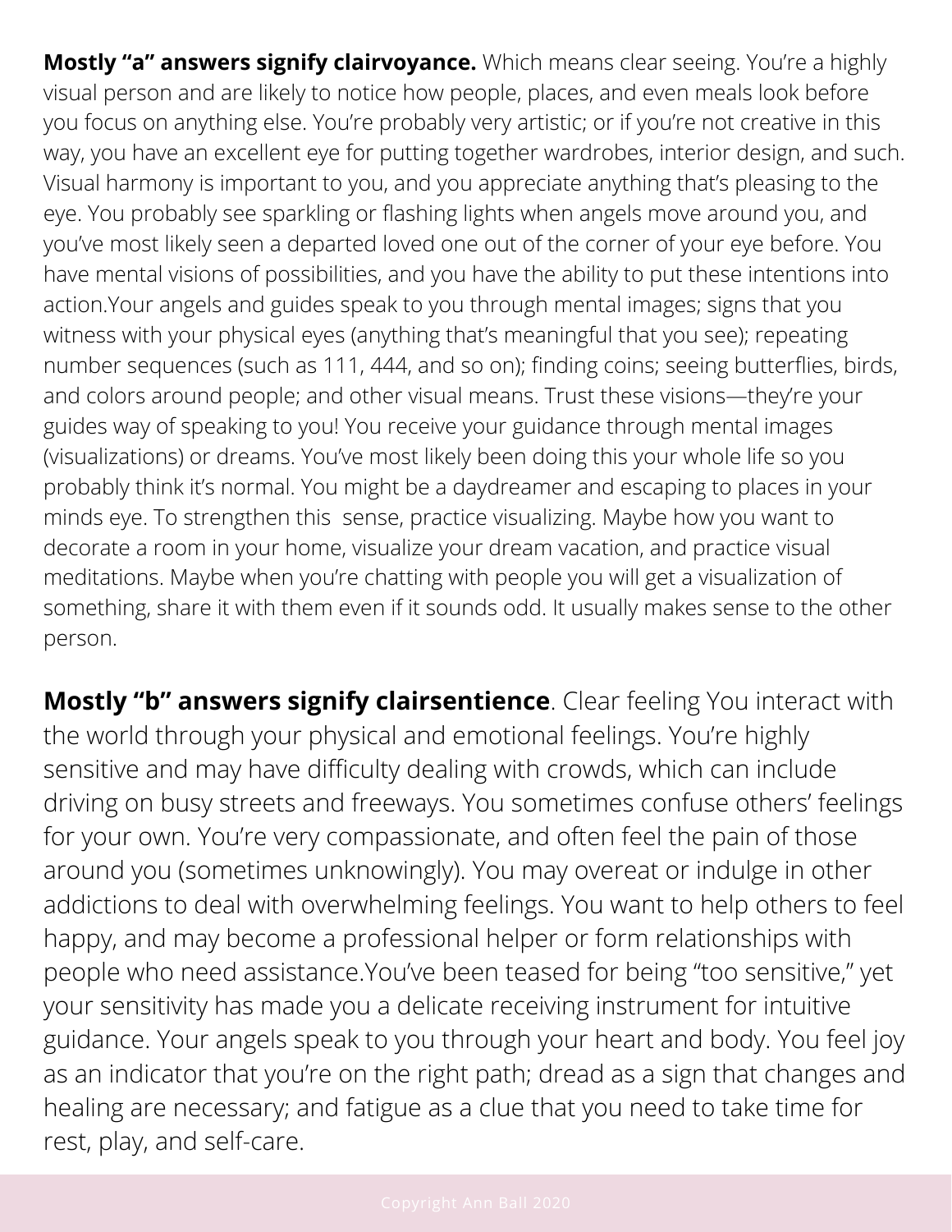**Mostly "a" answers signify clairvoyance.** Which means clear seeing. You're a highly visual person and are likely to notice how people, places, and even meals look before you focus on anything else. You're probably very artistic; or if you're not creative in this way, you have an excellent eye for putting together wardrobes, interior design, and such. Visual harmony is important to you, and you appreciate anything that's pleasing to the eye. You probably see sparkling or flashing lights when angels move around you, and you've most likely seen a departed loved one out of the corner of your eye before. You have mental visions of possibilities, and you have the ability to put these intentions into action.Your angels and guides speak to you through mental images; signs that you witness with your physical eyes (anything that's meaningful that you see); repeating number sequences (such as 111, 444, and so on); finding coins; seeing butterflies, birds, and colors around people; and other visual means. Trust these visions—they're your guides way of speaking to you! You receive your guidance through mental images (visualizations) or dreams. You've most likely been doing this your whole life so you probably think it's normal. You might be a daydreamer and escaping to places in your minds eye. To strengthen this sense, practice visualizing. Maybe how you want to decorate a room in your home, visualize your dream vacation, and practice visual meditations. Maybe when you're chatting with people you will get a visualization of something, share it with them even if it sounds odd. It usually makes sense to the other person.

**Mostly "b" answers signify clairsentience**. Clear feeling You interact with the world through your physical and emotional feelings. You're highly sensitive and may have difficulty dealing with crowds, which can include driving on busy streets and freeways. You sometimes confuse others' feelings for your own. You're very compassionate, and often feel the pain of those around you (sometimes unknowingly). You may overeat or indulge in other addictions to deal with overwhelming feelings. You want to help others to feel happy, and may become a professional helper or form relationships with people who need assistance.You've been teased for being "too sensitive," yet your sensitivity has made you a delicate receiving instrument for intuitive guidance. Your angels speak to you through your heart and body. You feel joy as an indicator that you're on the right path; dread as a sign that changes and healing are necessary; and fatigue as a clue that you need to take time for rest, play, and self-care.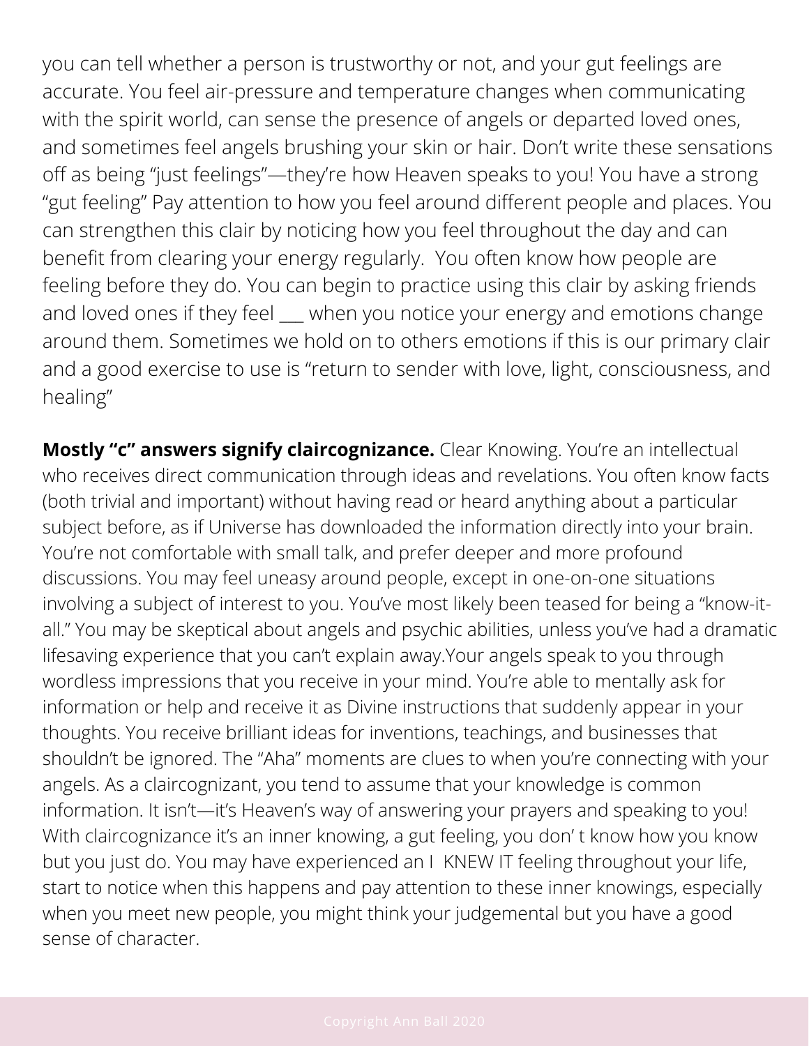you can tell whether a person is trustworthy or not, and your gut feelings are accurate. You feel air-pressure and temperature changes when communicating with the spirit world, can sense the presence of angels or departed loved ones, and sometimes feel angels brushing your skin or hair. Don't write these sensations off as being "just feelings"—they're how Heaven speaks to you! You have a strong "gut feeling" Pay attention to how you feel around different people and places. You can strengthen this clair by noticing how you feel throughout the day and can benefit from clearing your energy regularly. You often know how people are feeling before they do. You can begin to practice using this clair by asking friends and loved ones if they feel ___ when you notice your energy and emotions change around them. Sometimes we hold on to others emotions if this is our primary clair and a good exercise to use is "return to sender with love, light, consciousness, and healing"

**Mostly "c" answers signify claircognizance.** Clear Knowing. You're an intellectual who receives direct communication through ideas and revelations. You often know facts (both trivial and important) without having read or heard anything about a particular subject before, as if Universe has downloaded the information directly into your brain. You're not comfortable with small talk, and prefer deeper and more profound discussions. You may feel uneasy around people, except in one-on-one situations involving a subject of interest to you. You've most likely been teased for being a "know-it-all." You may be skeptical about angels and psychic abilities, unless you've had a dramatic lifesaving experience that you can't explain away.Your angels speak to you through wordless impressions that you receive in your mind. You're able to mentally ask for information or help and receive it as Divine instructions that suddenly appear in your thoughts. You receive brilliant ideas for inventions, teachings, and businesses that shouldn't be ignored. The "Aha" moments are clues to when you're connecting with your angels. As a claircognizant, you tend to assume that your knowledge is common information. It isn't—it's Heaven's way of answering your prayers and speaking to you! With claircognizance it's an inner knowing, a gut feeling, you don' t know how you know but you just do. You may have experienced an I KNEW IT feeling throughout your life, start to notice when this happens and pay attention to these inner knowings, especially when you meet new people, you might think your judgemental but you have a good sense of character.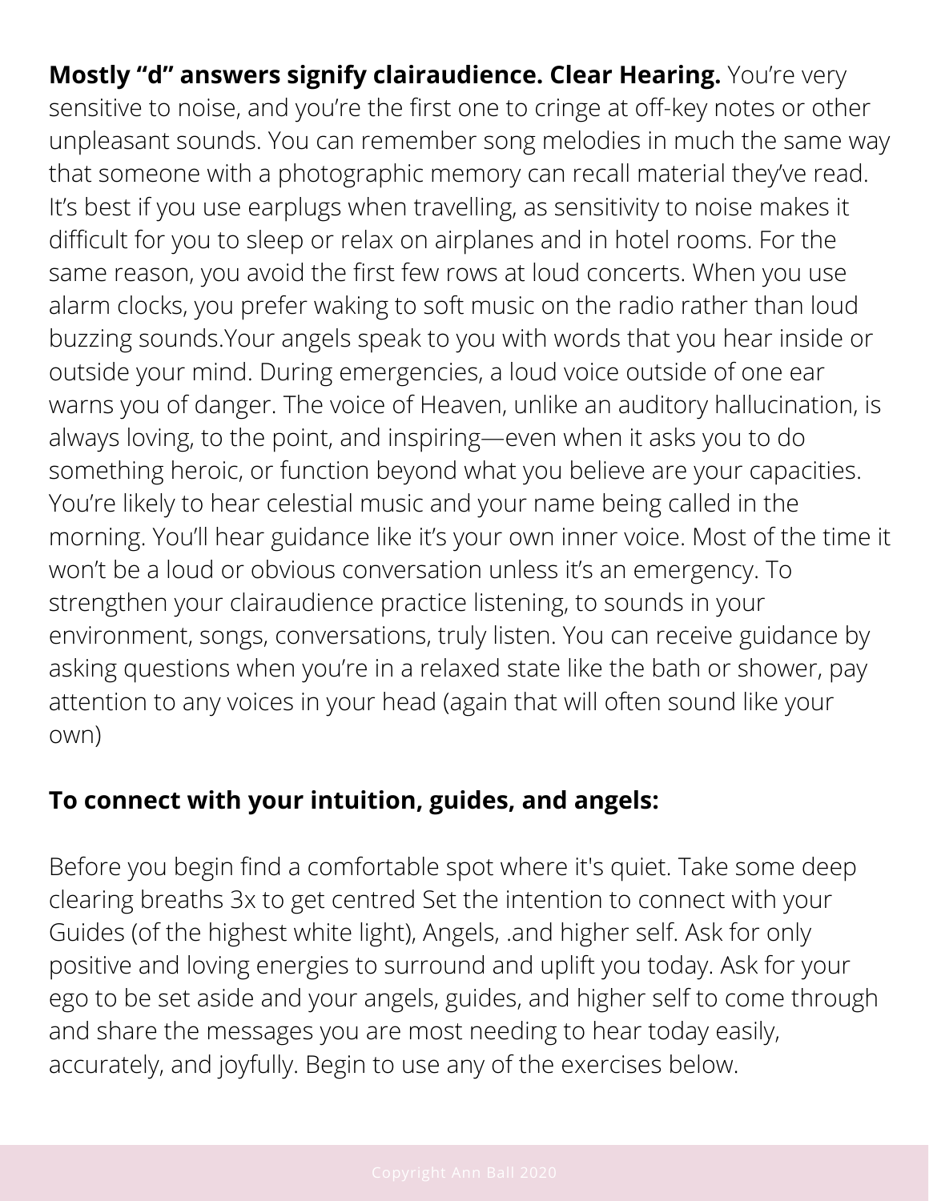**Mostly “d” answers signify clairaudience. Clear Hearing.** You’re very sensitive to noise, and you’re the first one to cringe at off-key notes or other unpleasant sounds. You can remember song melodies in much the same way that someone with a photographic memory can recall material they’ve read. It’s best if you use earplugs when travelling, as sensitivity to noise makes it difficult for you to sleep or relax on airplanes and in hotel rooms. For the same reason, you avoid the first few rows at loud concerts. When you use alarm clocks, you prefer waking to soft music on the radio rather than loud buzzing sounds.Your angels speak to you with words that you hear inside or outside your mind. During emergencies, a loud voice outside of one ear warns you of danger. The voice of Heaven, unlike an auditory hallucination, is always loving, to the point, and inspiring—even when it asks you to do something heroic, or function beyond what you believe are your capacities. You’re likely to hear celestial music and your name being called in the morning. You’ll hear guidance like it’s your own inner voice. Most of the time it won’t be a loud or obvious conversation unless it’s an emergency. To strengthen your clairaudience practice listening, to sounds in your environment, songs, conversations, truly listen. You can receive guidance by asking questions when you’re in a relaxed state like the bath or shower, pay attention to any voices in your head (again that will often sound like your own)

**To connect with your intuition, guides, and angels:**

Before you begin find a comfortable spot where it's quiet. Take some deep clearing breaths 3x to get centred Set the intention to connect with your Guides (of the highest white light), Angels, .and higher self. Ask for only positive and loving energies to surround and uplift you today. Ask for your ego to be set aside and your angels, guides, and higher self to come through and share the messages you are most needing to hear today easily, accurately, and joyfully. Begin to use any of the exercises below.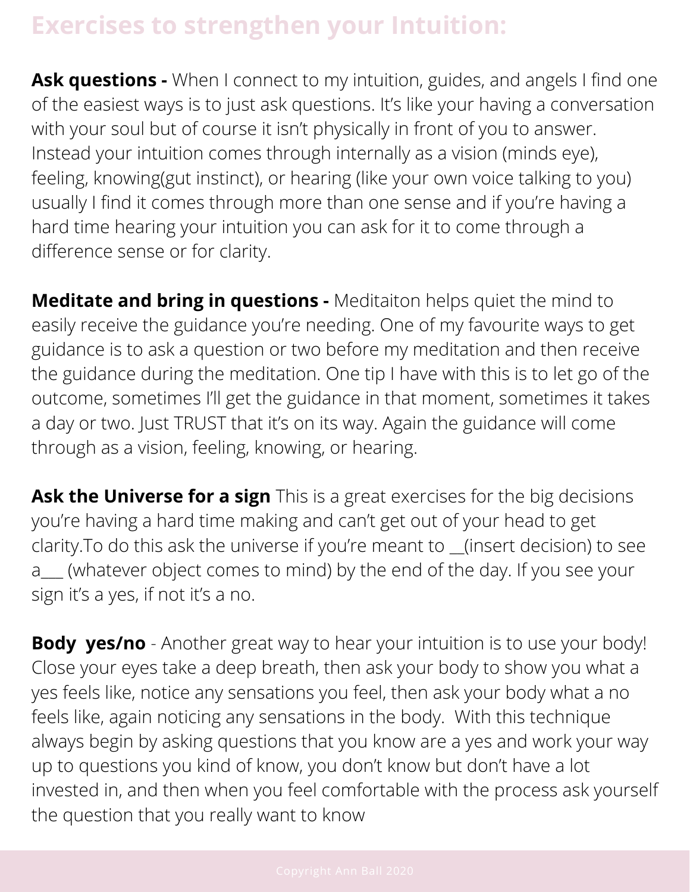## Exercises to strengthen your Intuition:

**Ask questions -** When I connect to my intuition, guides, and angels I find one of the easiest ways is to just ask questions. It's like your having a conversation with your soul but of course it isn't physically in front of you to answer. Instead your intuition comes through internally as a vision (minds eye), feeling, knowing(gut instinct), or hearing (like your own voice talking to you) usually I find it comes through more than one sense and if you're having a hard time hearing your intuition you can ask for it to come through a difference sense or for clarity.

**Meditate and bring in questions -** Meditaiton helps quiet the mind to easily receive the guidance you're needing. One of my favourite ways to get guidance is to ask a question or two before my meditation and then receive the guidance during the meditation. One tip I have with this is to let go of the outcome, sometimes I'll get the guidance in that moment, sometimes it takes a day or two. Just TRUST that it's on its way. Again the guidance will come through as a vision, feeling, knowing, or hearing.

**Ask the Universe for a sign** This is a great exercises for the big decisions you're having a hard time making and can't get out of your head to get clarity.To do this ask the universe if you're meant to __(insert decision) to see a___ (whatever object comes to mind) by the end of the day. If you see your sign it's a yes, if not it's a no.

**Body yes/no** - Another great way to hear your intuition is to use your body! Close your eyes take a deep breath, then ask your body to show you what a yes feels like, notice any sensations you feel, then ask your body what a no feels like, again noticing any sensations in the body. With this technique always begin by asking questions that you know are a yes and work your way up to questions you kind of know, you don't know but don't have a lot invested in, and then when you feel comfortable with the process ask yourself the question that you really want to know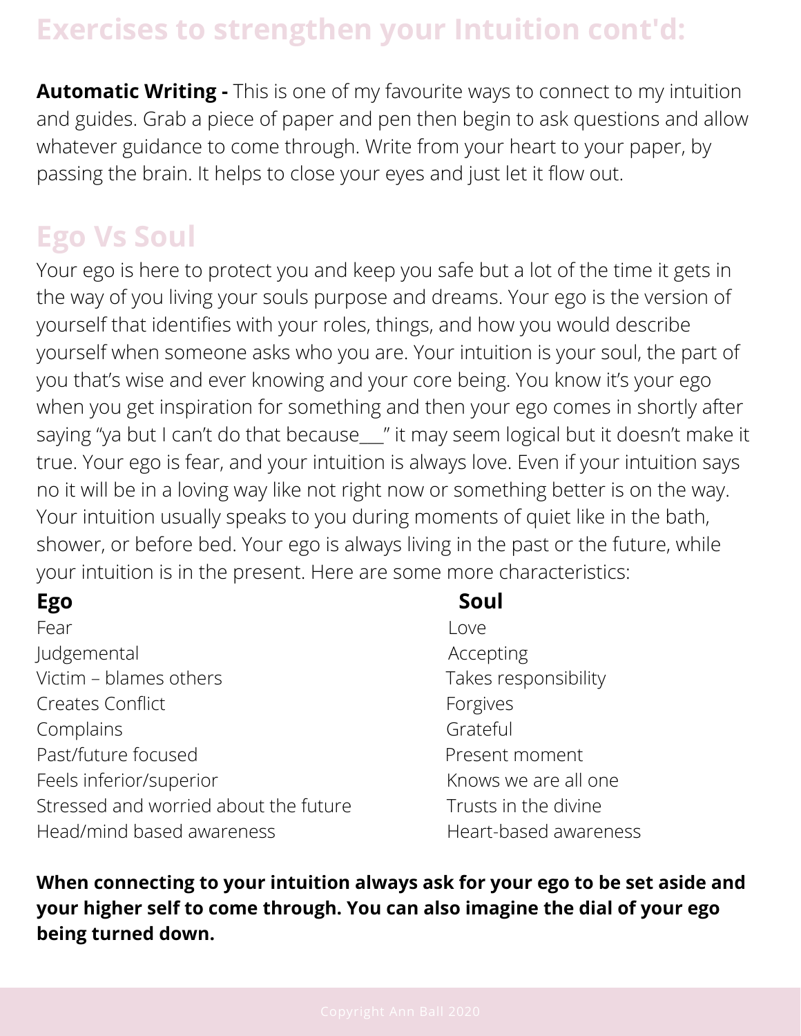## Exercises to strengthen your Intuition cont'd:

**Automatic Writing -** This is one of my favourite ways to connect to my intuition and guides. Grab a piece of paper and pen then begin to ask questions and allow whatever guidance to come through. Write from your heart to your paper, by passing the brain. It helps to close your eyes and just let it flow out.

## Ego Vs Soul

Your ego is here to protect you and keep you safe but a lot of the time it gets in the way of you living your souls purpose and dreams. Your ego is the version of yourself that identifies with your roles, things, and how you would describe yourself when someone asks who you are. Your intuition is your soul, the part of you that's wise and ever knowing and your core being. You know it's your ego when you get inspiration for something and then your ego comes in shortly after saying "ya but I can't do that because___" it may seem logical but it doesn't make it true. Your ego is fear, and your intuition is always love. Even if your intuition says no it will be in a loving way like not right now or something better is on the way. Your intuition usually speaks to you during moments of quiet like in the bath, shower, or before bed. Your ego is always living in the past or the future, while your intuition is in the present. Here are some more characteristics:

| Ego | Soul |
| --- | --- |
| Fear | Love |
| Judgemental | Accepting |
| Victim – blames others | Takes responsibility |
| Creates Conflict | Forgives |
| Complains | Grateful |
| Past/future focused | Present moment |
| Feels inferior/superior | Knows we are all one |
| Stressed and worried about the future | Trusts in the divine |
| Head/mind based awareness | Heart-based awareness |

**When connecting to your intuition always ask for your ego to be set aside and your higher self to come through. You can also imagine the dial of your ego being turned down.**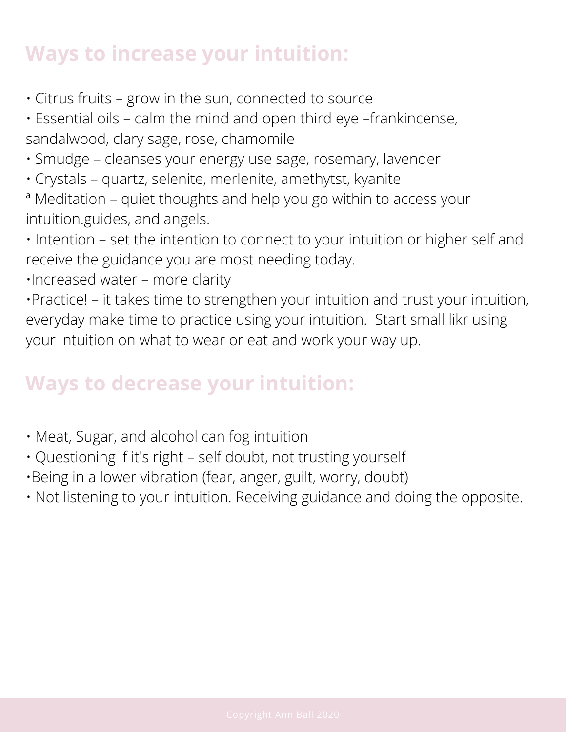## Ways to increase your intuition:

- Citrus fruits – grow in the sun, connected to source
- Essential oils – calm the mind and open third eye –frankincense, sandalwood, clary sage, rose, chamomile
- Smudge – cleanses your energy use sage, rosemary, lavender
- Crystals – quartz, selenite, merlenite, amethytst, kyanite
- ª Meditation – quiet thoughts and help you go within to access your intuition.guides, and angels.
- Intention – set the intention to connect to your intuition or higher self and receive the guidance you are most needing today.
- Increased water – more clarity
- Practice! – it takes time to strengthen your intuition and trust your intuition, everyday make time to practice using your intuition.  Start small likr using your intuition on what to wear or eat and work your way up.

## Ways to decrease your intuition:

- Meat, Sugar, and alcohol can fog intuition
- Questioning if it's right – self doubt, not trusting yourself
- Being in a lower vibration (fear, anger, guilt, worry, doubt)
- Not listening to your intuition. Receiving guidance and doing the opposite.

Copyright Ann Ball 2020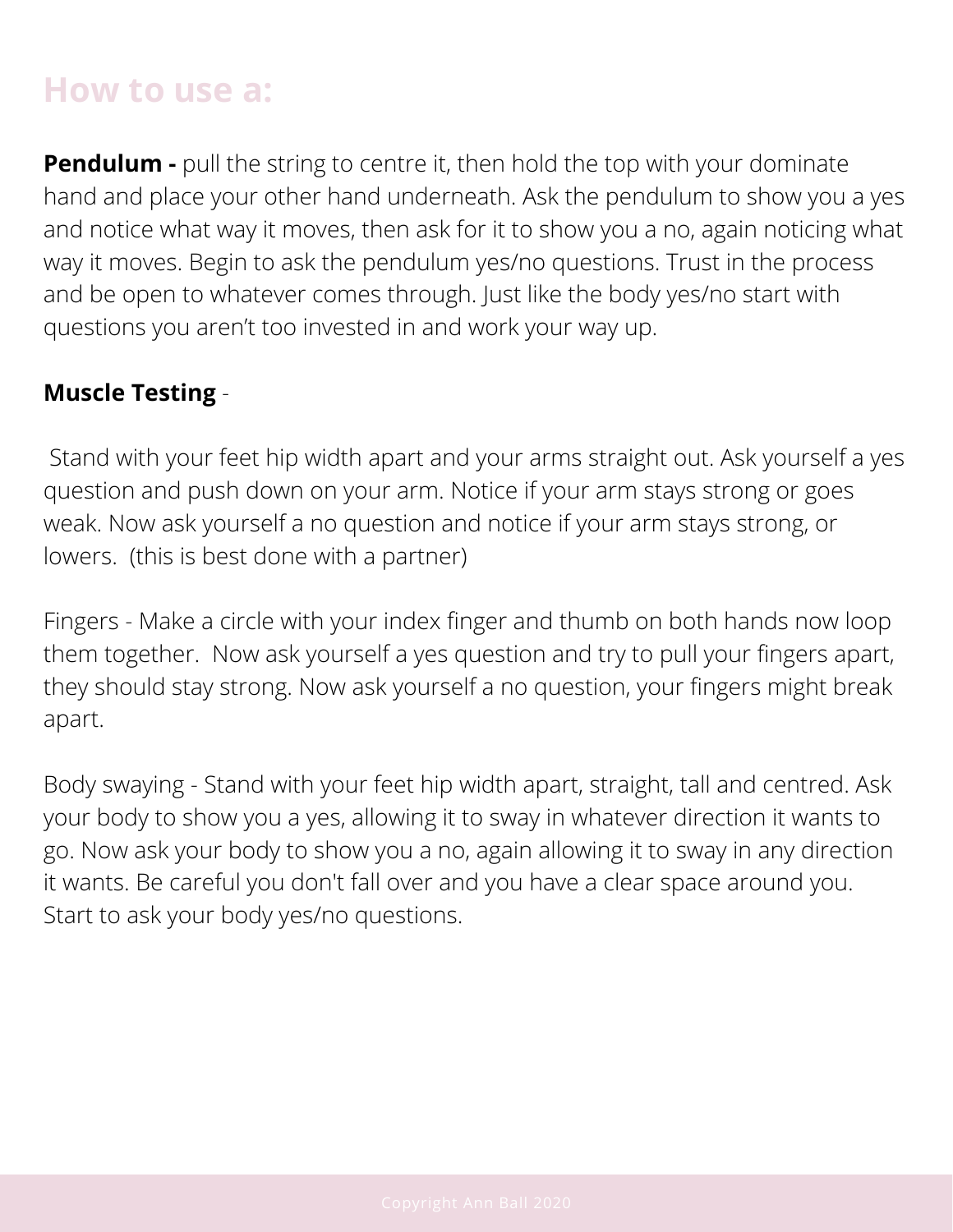## How to use a:

**Pendulum -** pull the string to centre it, then hold the top with your dominate hand and place your other hand underneath. Ask the pendulum to show you a yes and notice what way it moves, then ask for it to show you a no, again noticing what way it moves. Begin to ask the pendulum yes/no questions. Trust in the process and be open to whatever comes through. Just like the body yes/no start with questions you aren't too invested in and work your way up.

**Muscle Testing** -

Stand with your feet hip width apart and your arms straight out. Ask yourself a yes question and push down on your arm. Notice if your arm stays strong or goes weak. Now ask yourself a no question and notice if your arm stays strong, or lowers. (this is best done with a partner)

Fingers - Make a circle with your index finger and thumb on both hands now loop them together. Now ask yourself a yes question and try to pull your fingers apart, they should stay strong. Now ask yourself a no question, your fingers might break apart.

Body swaying - Stand with your feet hip width apart, straight, tall and centred. Ask your body to show you a yes, allowing it to sway in whatever direction it wants to go. Now ask your body to show you a no, again allowing it to sway in any direction it wants. Be careful you don't fall over and you have a clear space around you. Start to ask your body yes/no questions.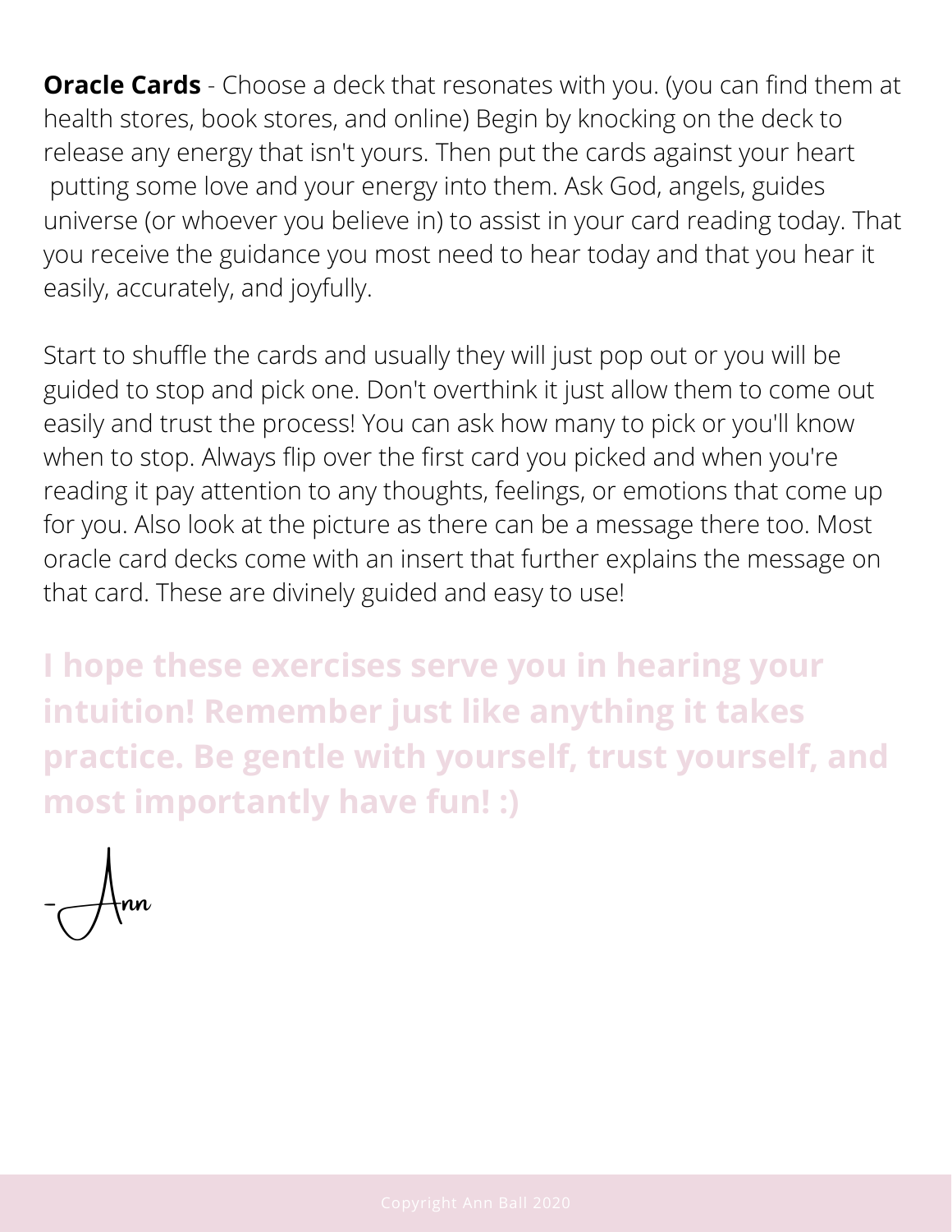**Oracle Cards** - Choose a deck that resonates with you. (you can find them at health stores, book stores, and online) Begin by knocking on the deck to release any energy that isn't yours. Then put the cards against your heart putting some love and your energy into them. Ask God, angels, guides universe (or whoever you believe in) to assist in your card reading today. That you receive the guidance you most need to hear today and that you hear it easily, accurately, and joyfully.

Start to shuffle the cards and usually they will just pop out or you will be guided to stop and pick one. Don't overthink it just allow them to come out easily and trust the process! You can ask how many to pick or you'll know when to stop. Always flip over the first card you picked and when you're reading it pay attention to any thoughts, feelings, or emotions that come up for you. Also look at the picture as there can be a message there too. Most oracle card decks come with an insert that further explains the message on that card. These are divinely guided and easy to use!

**I hope these exercises serve you in hearing your intuition! Remember just like anything it takes practice. Be gentle with yourself, trust yourself, and most importantly have fun! :)**

-Ann

Copyright Ann Ball 2020